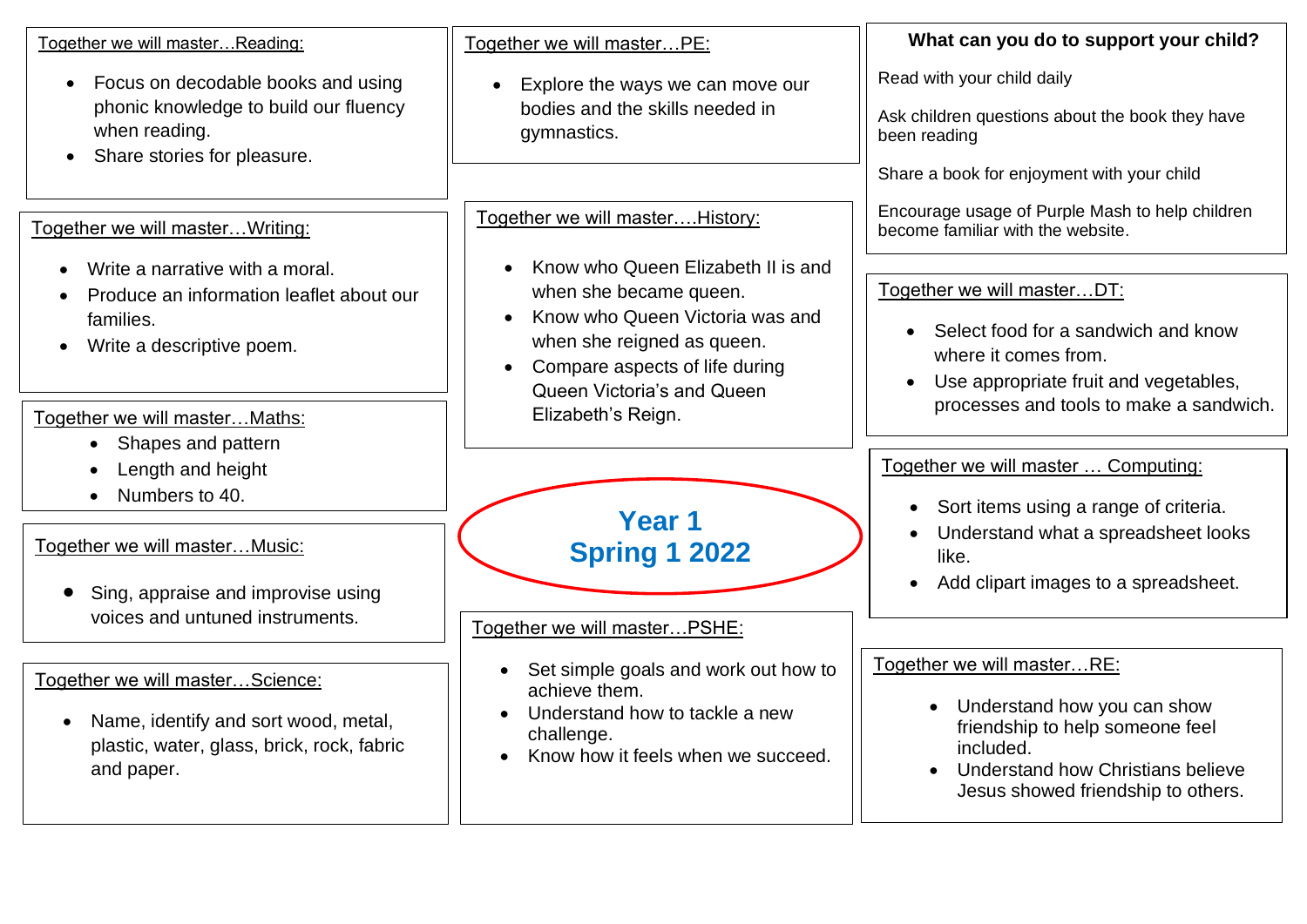# Year 1
# Spring 1 2022

## Together we will master…Reading:

- Focus on decodable books and using phonic knowledge to build our fluency when reading.
- Share stories for pleasure.

## Together we will master…Writing:

- Write a narrative with a moral.
- Produce an information leaflet about our families.
- Write a descriptive poem.

## Together we will master…Maths:

- Shapes and pattern
- Length and height
- Numbers to 40.

## Together we will master…Music:

- Sing, appraise and improvise using voices and untuned instruments.

## Together we will master…Science:

- Name, identify and sort wood, metal, plastic, water, glass, brick, rock, fabric and paper.

## Together we will master…PE:

- Explore the ways we can move our bodies and the skills needed in gymnastics.

## Together we will master….History:

- Know who Queen Elizabeth II is and when she became queen.
- Know who Queen Victoria was and when she reigned as queen.
- Compare aspects of life during Queen Victoria's and Queen Elizabeth's Reign.

## Together we will master…PSHE:

- Set simple goals and work out how to achieve them.
- Understand how to tackle a new challenge.
- Know how it feels when we succeed.

## What can you do to support your child?

Read with your child daily

Ask children questions about the book they have been reading

Share a book for enjoyment with your child

Encourage usage of Purple Mash to help children become familiar with the website.

## Together we will master…DT:

- Select food for a sandwich and know where it comes from.
- Use appropriate fruit and vegetables, processes and tools to make a sandwich.

## Together we will master … Computing:

- Sort items using a range of criteria.
- Understand what a spreadsheet looks like.
- Add clipart images to a spreadsheet.

## Together we will master…RE:

- Understand how you can show friendship to help someone feel included.
- Understand how Christians believe Jesus showed friendship to others.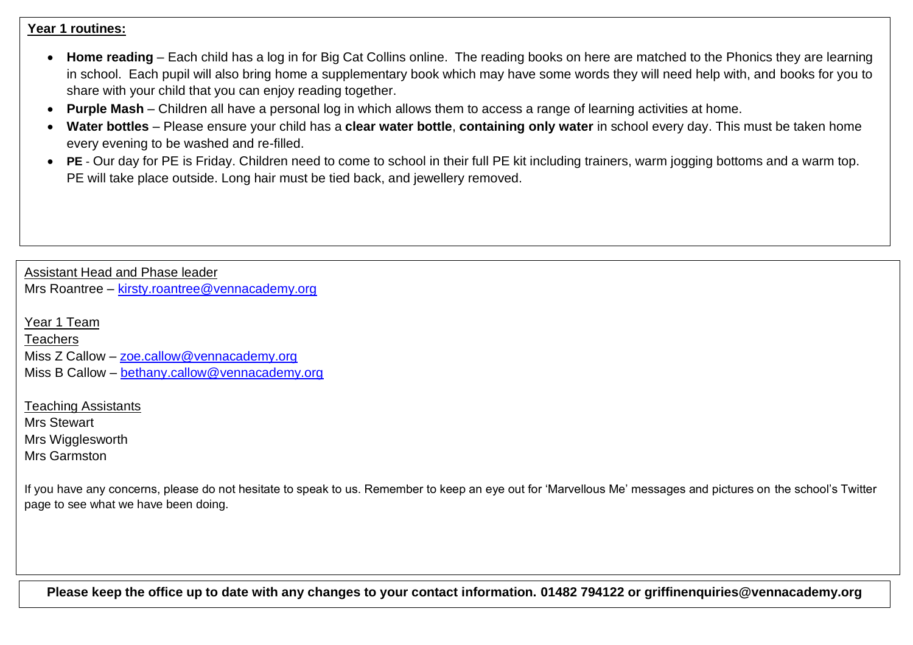**Year 1 routines:**

- **Home reading** – Each child has a log in for Big Cat Collins online. The reading books on here are matched to the Phonics they are learning in school. Each pupil will also bring home a supplementary book which may have some words they will need help with, and books for you to share with your child that you can enjoy reading together.
- **Purple Mash** – Children all have a personal log in which allows them to access a range of learning activities at home.
- **Water bottles** – Please ensure your child has a **clear water bottle**, **containing only water** in school every day. This must be taken home every evening to be washed and re-filled.
- **PE** - Our day for PE is Friday. Children need to come to school in their full PE kit including trainers, warm jogging bottoms and a warm top. PE will take place outside. Long hair must be tied back, and jewellery removed.

Assistant Head and Phase leader
Mrs Roantree – kirsty.roantree@vennacademy.org

Year 1 Team
Teachers
Miss Z Callow – zoe.callow@vennacademy.org
Miss B Callow – bethany.callow@vennacademy.org

Teaching Assistants
Mrs Stewart
Mrs Wigglesworth
Mrs Garmston

If you have any concerns, please do not hesitate to speak to us. Remember to keep an eye out for 'Marvellous Me' messages and pictures on the school's Twitter page to see what we have been doing.

**Please keep the office up to date with any changes to your contact information. 01482 794122 or griffinenquiries@vennacademy.org**